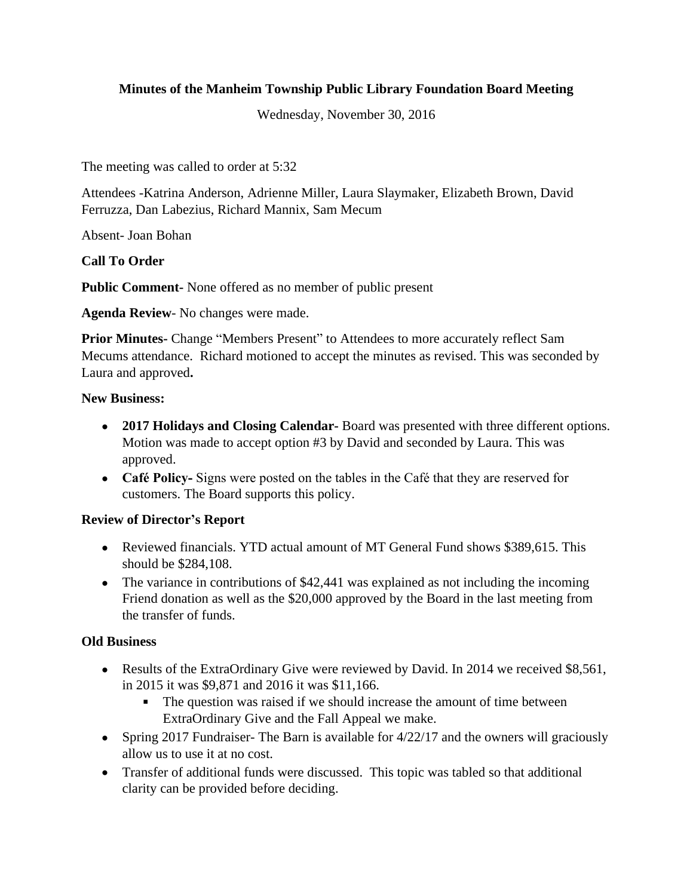**Minutes of the Manheim Township Public Library Foundation Board Meeting**

Wednesday, November 30, 2016

The meeting was called to order at 5:32

Attendees -Katrina Anderson, Adrienne Miller, Laura Slaymaker, Elizabeth Brown, David Ferruzza, Dan Labezius, Richard Mannix, Sam Mecum

Absent- Joan Bohan

**Call To Order**

**Public Comment-** None offered as no member of public present

**Agenda Review**- No changes were made.

**Prior Minutes-** Change "Members Present" to Attendees to more accurately reflect Sam Mecums attendance. Richard motioned to accept the minutes as revised. This was seconded by Laura and approved**.**

**New Business:**

- **2017 Holidays and Closing Calendar-** Board was presented with three different options. Motion was made to accept option #3 by David and seconded by Laura. This was approved.
- **Café Policy-** Signs were posted on the tables in the Café that they are reserved for customers. The Board supports this policy.

**Review of Director's Report**

- Reviewed financials. YTD actual amount of MT General Fund shows $389,615. This should be $284,108.
- The variance in contributions of $42,441 was explained as not including the incoming Friend donation as well as the $20,000 approved by the Board in the last meeting from the transfer of funds.

**Old Business**

- Results of the ExtraOrdinary Give were reviewed by David. In 2014 we received $8,561, in 2015 it was $9,871 and 2016 it was $11,166.
  - The question was raised if we should increase the amount of time between ExtraOrdinary Give and the Fall Appeal we make.
- Spring 2017 Fundraiser- The Barn is available for 4/22/17 and the owners will graciously allow us to use it at no cost.
- Transfer of additional funds were discussed. This topic was tabled so that additional clarity can be provided before deciding.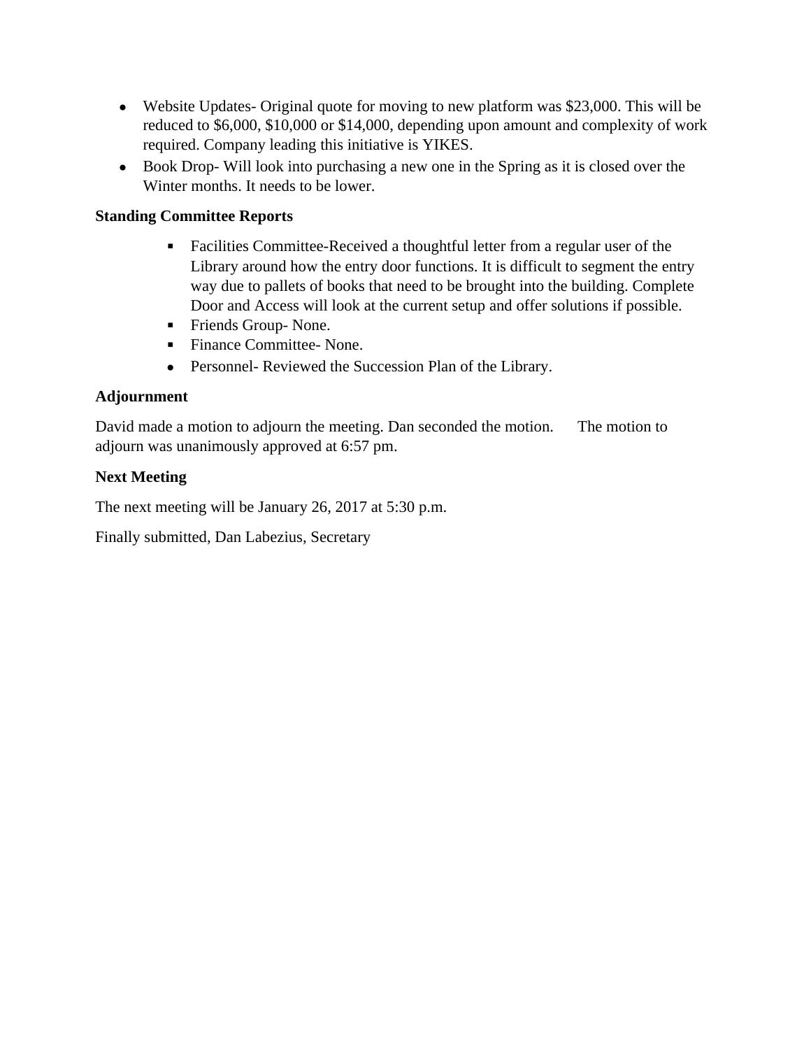- Website Updates- Original quote for moving to new platform was $23,000. This will be reduced to $6,000, $10,000 or $14,000, depending upon amount and complexity of work required. Company leading this initiative is YIKES.
- Book Drop- Will look into purchasing a new one in the Spring as it is closed over the Winter months. It needs to be lower.

**Standing Committee Reports**

- Facilities Committee-Received a thoughtful letter from a regular user of the Library around how the entry door functions. It is difficult to segment the entry way due to pallets of books that need to be brought into the building. Complete Door and Access will look at the current setup and offer solutions if possible.
- Friends Group- None.
- Finance Committee- None.
- Personnel- Reviewed the Succession Plan of the Library.

**Adjournment**

David made a motion to adjourn the meeting. Dan seconded the motion. The motion to adjourn was unanimously approved at 6:57 pm.

**Next Meeting**

The next meeting will be January 26, 2017 at 5:30 p.m.

Finally submitted, Dan Labezius, Secretary